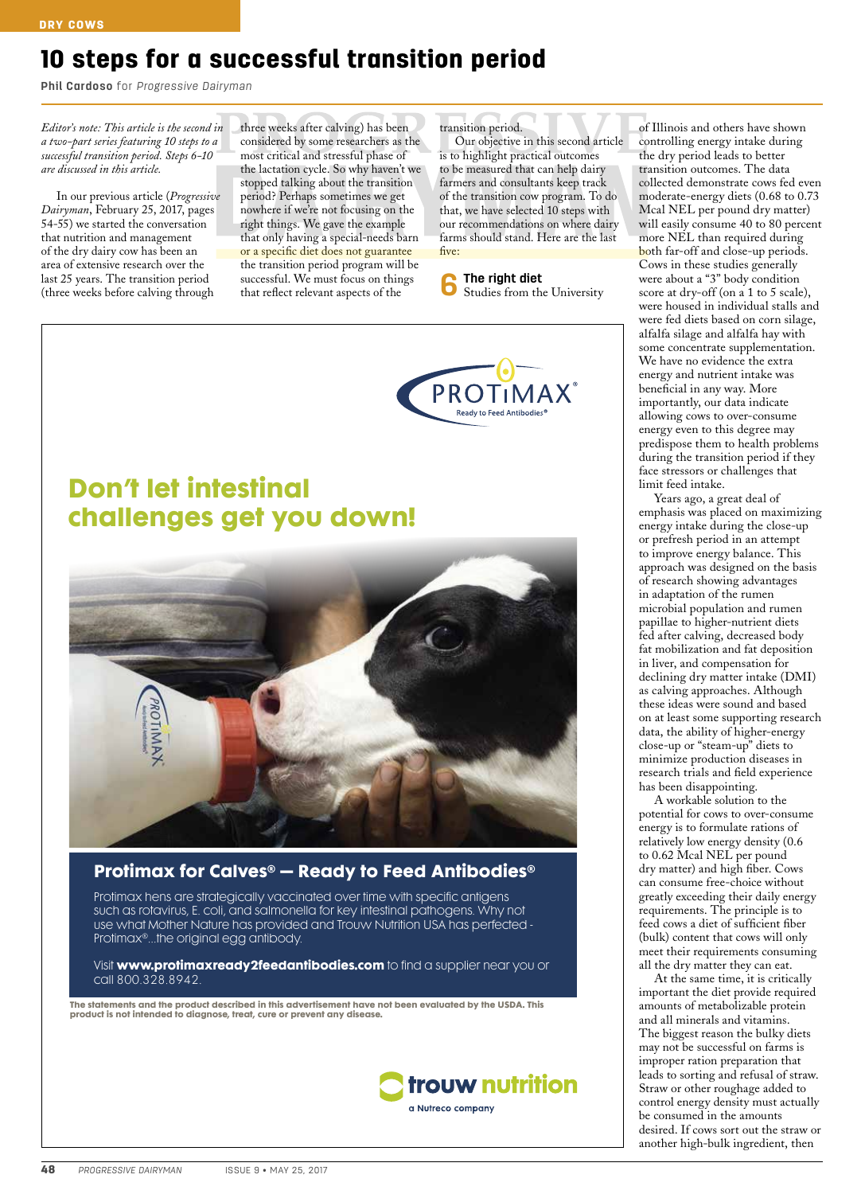# 10 steps for a successful transition period

**Phil Cardoso** for *Progressive Dairyman*

*Editor's note: This article is the second in a two-part series featuring 10 steps to a successful transition period. Steps 6-10 are discussed in this article.*

In our previous article (*Progressive Dairyman*, February 25, 2017, pages 54-55) we started the conversation that nutrition and management of the dry dairy cow has been an area of extensive research over the last 25 years. The transition period (three weeks before calving through three weeks after calving) has been considered by some researchers as the most critical and stressful phase of the lactation cycle. So why haven't we stopped talking about the transition period? Perhaps sometimes we get nowhere if we're not focusing on the right things. We gave the example that only having a special-needs barn or a specific diet does not guarantee the transition period program will be successful. We must focus on things that reflect relevant aspects of the transition period.

Our objective in this second article is to highlight practical outcomes to be measured that can help dairy farmers and consultants keep track of the transition cow program. To do that, we have selected 10 steps with our recommendations on where dairy farms should stand. Here are the last five:

## 6 The right diet

Studies from the University of Illinois and others have shown controlling energy intake during the dry period leads to better transition outcomes. The data collected demonstrate cows fed even moderate-energy diets (0.68 to 0.73 Mcal NEL per pound dry matter) will easily consume 40 to 80 percent more NEL than required during both far-off and close-up periods. Cows in these studies generally were about a "3" body condition score at dry-off (on a 1 to 5 scale), were housed in individual stalls and were fed diets based on corn silage, alfalfa silage and alfalfa hay with some concentrate supplementation. We have no evidence the extra energy and nutrient intake was beneficial in any way. More importantly, our data indicate allowing cows to over-consume energy even to this degree may predispose them to health problems during the transition period if they face stressors or challenges that limit feed intake.

Years ago, a great deal of emphasis was placed on maximizing energy intake during the close-up or prefresh period in an attempt to improve energy balance. This approach was designed on the basis of research showing advantages in adaptation of the rumen microbial population and rumen papillae to higher-nutrient diets fed after calving, decreased body fat mobilization and fat deposition in liver, and compensation for declining dry matter intake (DMI) as calving approaches. Although these ideas were sound and based on at least some supporting research data, the ability of higher-energy close-up or "steam-up" diets to minimize production diseases in research trials and field experience has been disappointing.

A workable solution to the potential for cows to over-consume energy is to formulate rations of relatively low energy density (0.6 to 0.62 Mcal NEL per pound dry matter) and high fiber. Cows can consume free-choice without greatly exceeding their daily energy requirements. The principle is to feed cows a diet of sufficient fiber (bulk) content that cows will only meet their requirements consuming all the dry matter they can eat.

At the same time, it is critically important the diet provide required amounts of metabolizable protein and all minerals and vitamins. The biggest reason the bulky diets may not be successful on farms is improper ration preparation that leads to sorting and refusal of straw. Straw or other roughage added to control energy density must actually be consumed in the amounts desired. If cows sort out the straw or another high-bulk ingredient, then

---

PROTIMAX® Ready to Feed Antibodies®

## Don't let intestinal challenges get you down!

### Protimax for Calves® — Ready to Feed Antibodies®

Protimax hens are strategically vaccinated over time with specific antigens such as rotavirus, E. coli, and salmonella for key intestinal pathogens. Why not use what Mother Nature has provided and Trouw Nutrition USA has perfected - Protimax®...the original egg antibody.

Visit **www.protimaxready2feedantibodies.com** to find a supplier near you or call 800.328.8942.

**The statements and the product described in this advertisement have not been evaluated by the USDA. This product is not intended to diagnose, treat, cure or prevent any disease.**

trouw nutrition — a Nutreco company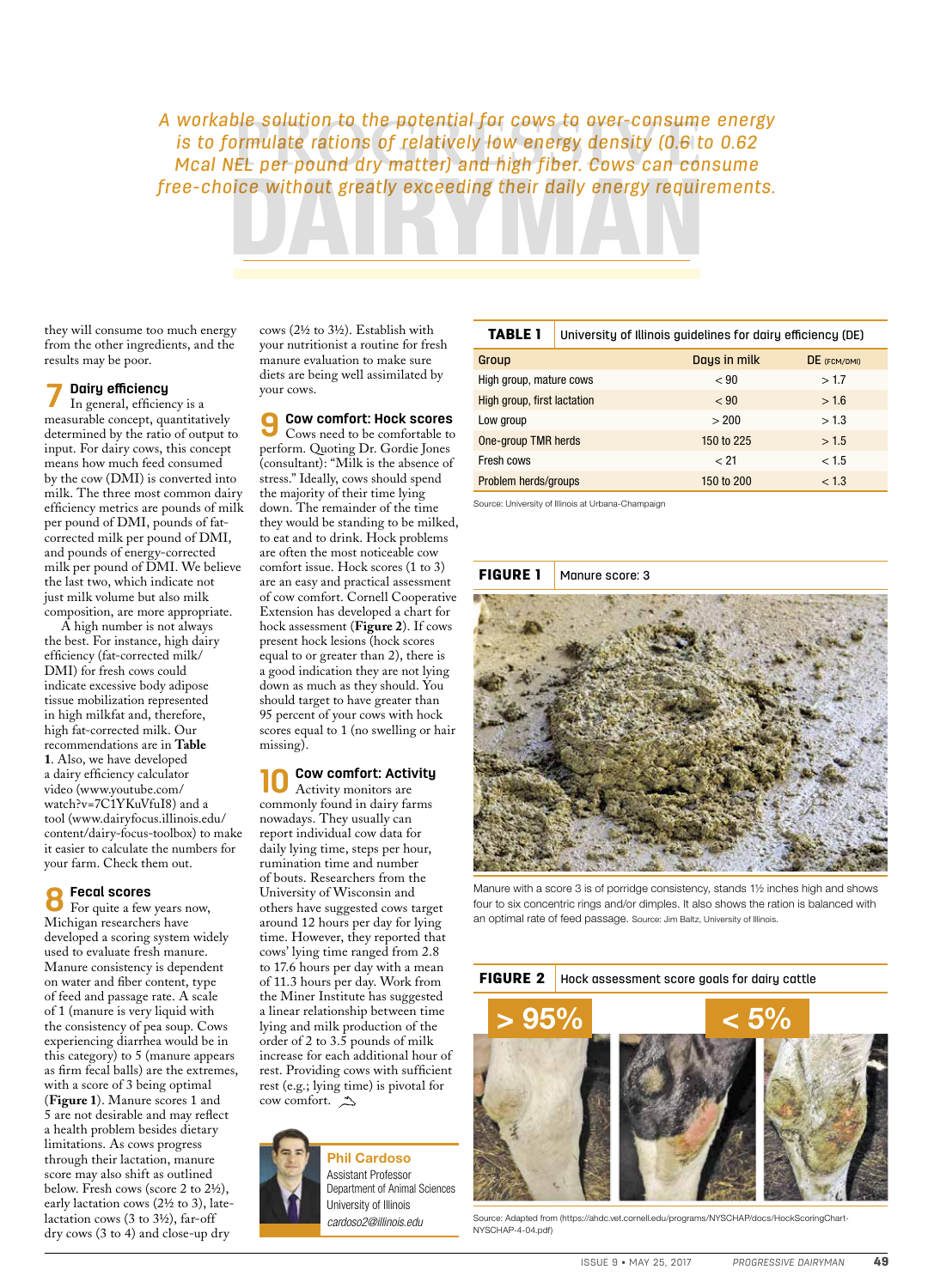A workable solution to the potential for cows to over-consume energy is to formulate rations of relatively low energy density (0.6 to 0.62 Mcal NEL per pound dry matter) and high fiber. Cows can consume free-choice without greatly exceeding their daily energy requirements.

they will consume too much energy from the other ingredients, and the results may be poor.

## 7 Dairy efficiency

In general, efficiency is a measurable concept, quantitatively determined by the ratio of output to input. For dairy cows, this concept means how much feed consumed by the cow (DMI) is converted into milk. The three most common dairy efficiency metrics are pounds of milk per pound of DMI, pounds of fat-corrected milk per pound of DMI, and pounds of energy-corrected milk per pound of DMI. We believe the last two, which indicate not just milk volume but also milk composition, are more appropriate.

A high number is not always the best. For instance, high dairy efficiency (fat-corrected milk/DMI) for fresh cows could indicate excessive body adipose tissue mobilization represented in high milkfat and, therefore, high fat-corrected milk. Our recommendations are in **Table 1**. Also, we have developed a dairy efficiency calculator video (www.youtube.com/watch?v=7C1YKuVfuI8) and a tool (www.dairyfocus.illinois.edu/content/dairy-focus-toolbox) to make it easier to calculate the numbers for your farm. Check them out.

## 8 Fecal scores

For quite a few years now, Michigan researchers have developed a scoring system widely used to evaluate fresh manure. Manure consistency is dependent on water and fiber content, type of feed and passage rate. A scale of 1 (manure is very liquid with the consistency of pea soup. Cows experiencing diarrhea would be in this category) to 5 (manure appears as firm fecal balls) are the extremes, with a score of 3 being optimal (**Figure 1**). Manure scores 1 and 5 are not desirable and may reflect a health problem besides dietary limitations. As cows progress through their lactation, manure score may also shift as outlined below. Fresh cows (score 2 to 2½), early lactation cows (2½ to 3), late-lactation cows (3 to 3½), far-off dry cows (3 to 4) and close-up dry cows (2½ to 3½). Establish with your nutritionist a routine for fresh manure evaluation to make sure diets are being well assimilated by your cows.

## 9 Cow comfort: Hock scores

Cows need to be comfortable to perform. Quoting Dr. Gordie Jones (consultant): "Milk is the absence of stress." Ideally, cows should spend the majority of their time lying down. The remainder of the time they would be standing to be milked, to eat and to drink. Hock problems are often the most noticeable cow comfort issue. Hock scores (1 to 3) are an easy and practical assessment of cow comfort. Cornell Cooperative Extension has developed a chart for hock assessment (**Figure 2**). If cows present hock lesions (hock scores equal to or greater than 2), there is a good indication they are not lying down as much as they should. You should target to have greater than 95 percent of your cows with hock scores equal to 1 (no swelling or hair missing).

## 10 Cow comfort: Activity

Activity monitors are commonly found in dairy farms nowadays. They usually can report individual cow data for daily lying time, steps per hour, rumination time and number of bouts. Researchers from the University of Wisconsin and others have suggested cows target around 12 hours per day for lying time. However, they reported that cows' lying time ranged from 2.8 to 17.6 hours per day with a mean of 11.3 hours per day. Work from the Miner Institute has suggested a linear relationship between time lying and milk production of the order of 2 to 3.5 pounds of milk increase for each additional hour of rest. Providing cows with sufficient rest (e.g.; lying time) is pivotal for cow comfort.

**Phil Cardoso**
Assistant Professor
Department of Animal Sciences
University of Illinois
*cardoso2@illinois.edu*

**TABLE 1** University of Illinois guidelines for dairy efficiency (DE)

| Group | Days in milk | DE (FCM/DMI) |
|---|---|---|
| High group, mature cows | < 90 | > 1.7 |
| High group, first lactation | < 90 | > 1.6 |
| Low group | > 200 | > 1.3 |
| One-group TMR herds | 150 to 225 | > 1.5 |
| Fresh cows | < 21 | < 1.5 |
| Problem herds/groups | 150 to 200 | < 1.3 |

Source: University of Illinois at Urbana-Champaign

**FIGURE 1** Manure score: 3

Manure with a score 3 is of porridge consistency, stands 1½ inches high and shows four to six concentric rings and/or dimples. It also shows the ration is balanced with an optimal rate of feed passage. Source: Jim Baltz, University of Illinois.

**FIGURE 2** Hock assessment score goals for dairy cattle

> 95%

< 5%

Source: Adapted from (https://ahdc.vet.cornell.edu/programs/NYSCHAP/docs/HockScoringChart-NYSCHAP-4-04.pdf)